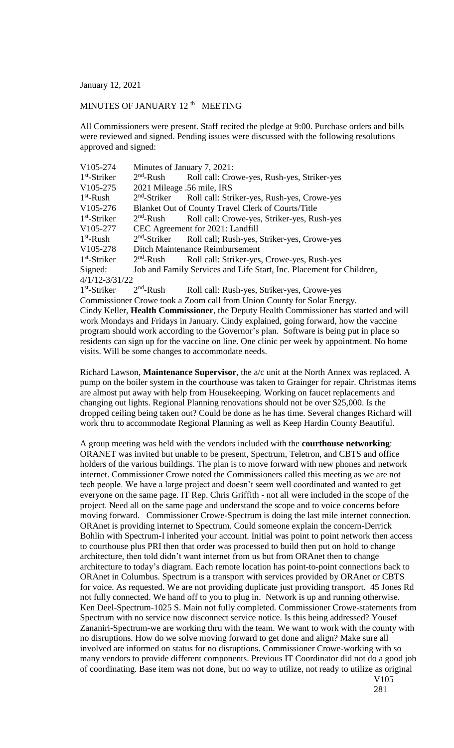January 12, 2021

MINUTES OF JANUARY 12th MEETING

All Commissioners were present. Staff recited the pledge at 9:00. Purchase orders and bills were reviewed and signed. Pending issues were discussed with the following resolutions approved and signed:

V105-274 Minutes of January 7, 2021:
1st-Striker 2nd-Rush Roll call: Crowe-yes, Rush-yes, Striker-yes
V105-275 2021 Mileage .56 mile, IRS
1st-Rush 2nd-Striker Roll call: Striker-yes, Rush-yes, Crowe-yes
V105-276 Blanket Out of County Travel Clerk of Courts/Title
1st-Striker 2nd-Rush Roll call: Crowe-yes, Striker-yes, Rush-yes
V105-277 CEC Agreement for 2021: Landfill
1st-Rush 2nd-Striker Roll call; Rush-yes, Striker-yes, Crowe-yes
V105-278 Ditch Maintenance Reimbursement
1st-Striker 2nd-Rush Roll call: Striker-yes, Crowe-yes, Rush-yes
Signed: Job and Family Services and Life Start, Inc. Placement for Children, 4/1/12-3/31/22
1st-Striker 2nd-Rush Roll call: Rush-yes, Striker-yes, Crowe-yes

Commissioner Crowe took a Zoom call from Union County for Solar Energy.

Cindy Keller, **Health Commissioner**, the Deputy Health Commissioner has started and will work Mondays and Fridays in January. Cindy explained, going forward, how the vaccine program should work according to the Governor's plan. Software is being put in place so residents can sign up for the vaccine on line. One clinic per week by appointment. No home visits. Will be some changes to accommodate needs.

Richard Lawson, **Maintenance Supervisor**, the a/c unit at the North Annex was replaced. A pump on the boiler system in the courthouse was taken to Grainger for repair. Christmas items are almost put away with help from Housekeeping. Working on faucet replacements and changing out lights. Regional Planning renovations should not be over $25,000. Is the dropped ceiling being taken out? Could be done as he has time. Several changes Richard will work thru to accommodate Regional Planning as well as Keep Hardin County Beautiful.

A group meeting was held with the vendors included with the **courthouse networking**: ORANET was invited but unable to be present, Spectrum, Teletron, and CBTS and office holders of the various buildings. The plan is to move forward with new phones and network internet. Commissioner Crowe noted the Commissioners called this meeting as we are not tech people. We have a large project and doesn't seem well coordinated and wanted to get everyone on the same page. IT Rep. Chris Griffith - not all were included in the scope of the project. Need all on the same page and understand the scope and to voice concerns before moving forward. Commissioner Crowe-Spectrum is doing the last mile internet connection. ORAnet is providing internet to Spectrum. Could someone explain the concern-Derrick Bohlin with Spectrum-I inherited your account. Initial was point to point network then access to courthouse plus PRI then that order was processed to build then put on hold to change architecture, then told didn't want internet from us but from ORAnet then to change architecture to today's diagram. Each remote location has point-to-point connections back to ORAnet in Columbus. Spectrum is a transport with services provided by ORAnet or CBTS for voice. As requested. We are not providing duplicate just providing transport. 45 Jones Rd not fully connected. We hand off to you to plug in. Network is up and running otherwise. Ken Deel-Spectrum-1025 S. Main not fully completed. Commissioner Crowe-statements from Spectrum with no service now disconnect service notice. Is this being addressed? Yousef Zananiri-Spectrum-we are working thru with the team. We want to work with the county with no disruptions. How do we solve moving forward to get done and align? Make sure all involved are informed on status for no disruptions. Commissioner Crowe-working with so many vendors to provide different components. Previous IT Coordinator did not do a good job of coordinating. Base item was not done, but no way to utilize, not ready to utilize as original

V105
281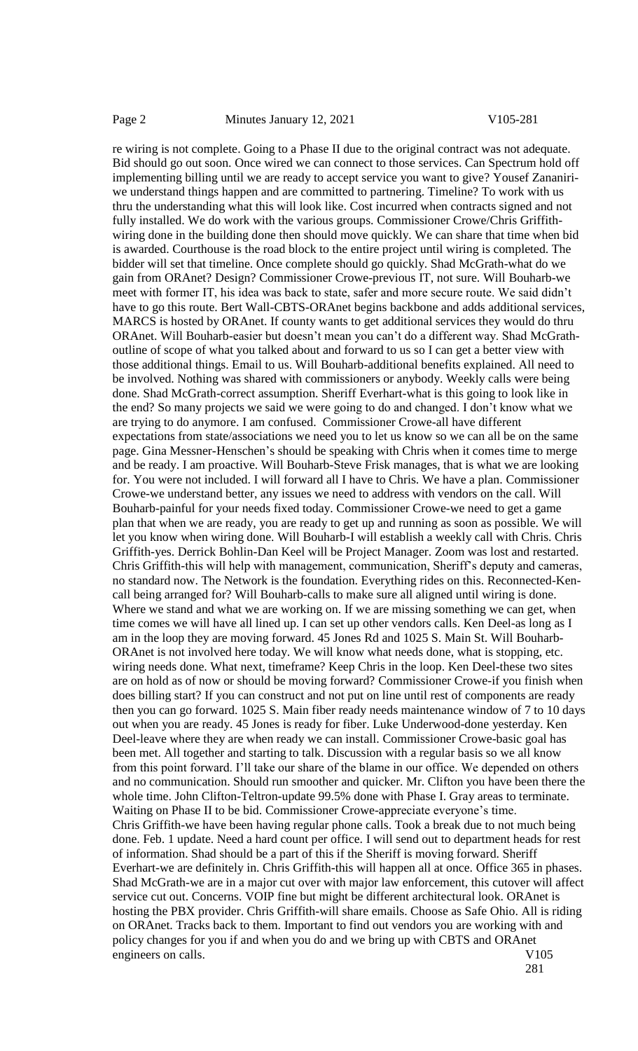re wiring is not complete. Going to a Phase II due to the original contract was not adequate. Bid should go out soon. Once wired we can connect to those services. Can Spectrum hold off implementing billing until we are ready to accept service you want to give? Yousef Zananiri-we understand things happen and are committed to partnering. Timeline? To work with us thru the understanding what this will look like. Cost incurred when contracts signed and not fully installed. We do work with the various groups. Commissioner Crowe/Chris Griffith-wiring done in the building done then should move quickly. We can share that time when bid is awarded. Courthouse is the road block to the entire project until wiring is completed. The bidder will set that timeline. Once complete should go quickly. Shad McGrath-what do we gain from ORAnet? Design? Commissioner Crowe-previous IT, not sure. Will Bouharb-we meet with former IT, his idea was back to state, safer and more secure route. We said didn't have to go this route. Bert Wall-CBTS-ORAnet begins backbone and adds additional services, MARCS is hosted by ORAnet. If county wants to get additional services they would do thru ORAnet. Will Bouharb-easier but doesn't mean you can't do a different way. Shad McGrath-outline of scope of what you talked about and forward to us so I can get a better view with those additional things. Email to us. Will Bouharb-additional benefits explained. All need to be involved. Nothing was shared with commissioners or anybody. Weekly calls were being done. Shad McGrath-correct assumption. Sheriff Everhart-what is this going to look like in the end? So many projects we said we were going to do and changed. I don't know what we are trying to do anymore. I am confused. Commissioner Crowe-all have different expectations from state/associations we need you to let us know so we can all be on the same page. Gina Messner-Henschen's should be speaking with Chris when it comes time to merge and be ready. I am proactive. Will Bouharb-Steve Frisk manages, that is what we are looking for. You were not included. I will forward all I have to Chris. We have a plan. Commissioner Crowe-we understand better, any issues we need to address with vendors on the call. Will Bouharb-painful for your needs fixed today. Commissioner Crowe-we need to get a game plan that when we are ready, you are ready to get up and running as soon as possible. We will let you know when wiring done. Will Bouharb-I will establish a weekly call with Chris. Chris Griffith-yes. Derrick Bohlin-Dan Keel will be Project Manager. Zoom was lost and restarted. Chris Griffith-this will help with management, communication, Sheriff's deputy and cameras, no standard now. The Network is the foundation. Everything rides on this. Reconnected-Ken-call being arranged for? Will Bouharb-calls to make sure all aligned until wiring is done. Where we stand and what we are working on. If we are missing something we can get, when time comes we will have all lined up. I can set up other vendors calls. Ken Deel-as long as I am in the loop they are moving forward. 45 Jones Rd and 1025 S. Main St. Will Bouharb-ORAnet is not involved here today. We will know what needs done, what is stopping, etc. wiring needs done. What next, timeframe? Keep Chris in the loop. Ken Deel-these two sites are on hold as of now or should be moving forward? Commissioner Crowe-if you finish when does billing start? If you can construct and not put on line until rest of components are ready then you can go forward. 1025 S. Main fiber ready needs maintenance window of 7 to 10 days out when you are ready. 45 Jones is ready for fiber. Luke Underwood-done yesterday. Ken Deel-leave where they are when ready we can install. Commissioner Crowe-basic goal has been met. All together and starting to talk. Discussion with a regular basis so we all know from this point forward. I'll take our share of the blame in our office. We depended on others and no communication. Should run smoother and quicker. Mr. Clifton you have been there the whole time. John Clifton-Teltron-update 99.5% done with Phase I. Gray areas to terminate. Waiting on Phase II to be bid. Commissioner Crowe-appreciate everyone's time.

Chris Griffith-we have been having regular phone calls. Took a break due to not much being done. Feb. 1 update. Need a hard count per office. I will send out to department heads for rest of information. Shad should be a part of this if the Sheriff is moving forward. Sheriff Everhart-we are definitely in. Chris Griffith-this will happen all at once. Office 365 in phases. Shad McGrath-we are in a major cut over with major law enforcement, this cutover will affect service cut out. Concerns. VOIP fine but might be different architectural look. ORAnet is hosting the PBX provider. Chris Griffith-will share emails. Choose as Safe Ohio. All is riding on ORAnet. Tracks back to them. Important to find out vendors you are working with and policy changes for you if and when you do and we bring up with CBTS and ORAnet engineers on calls.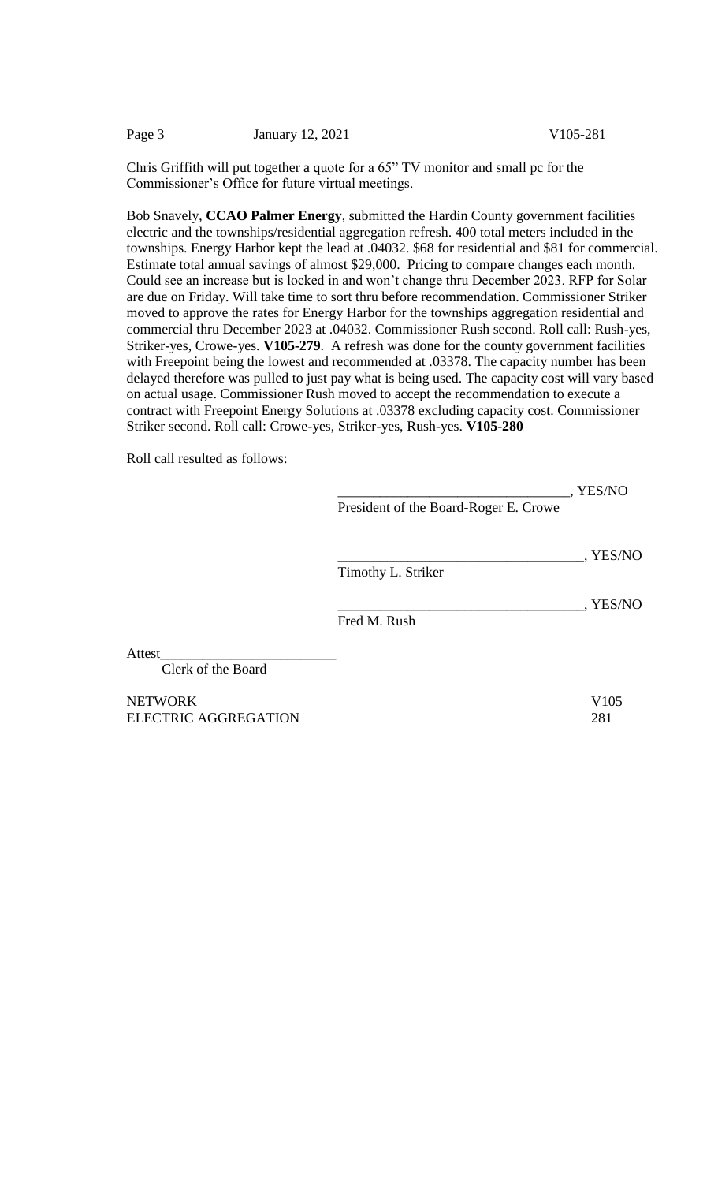Chris Griffith will put together a quote for a 65" TV monitor and small pc for the Commissioner's Office for future virtual meetings.

Bob Snavely, **CCAO Palmer Energy**, submitted the Hardin County government facilities electric and the townships/residential aggregation refresh. 400 total meters included in the townships. Energy Harbor kept the lead at .04032. $68 for residential and $81 for commercial. Estimate total annual savings of almost $29,000. Pricing to compare changes each month. Could see an increase but is locked in and won't change thru December 2023. RFP for Solar are due on Friday. Will take time to sort thru before recommendation. Commissioner Striker moved to approve the rates for Energy Harbor for the townships aggregation residential and commercial thru December 2023 at .04032. Commissioner Rush second. Roll call: Rush-yes, Striker-yes, Crowe-yes. **V105-279**. A refresh was done for the county government facilities with Freepoint being the lowest and recommended at .03378. The capacity number has been delayed therefore was pulled to just pay what is being used. The capacity cost will vary based on actual usage. Commissioner Rush moved to accept the recommendation to execute a contract with Freepoint Energy Solutions at .03378 excluding capacity cost. Commissioner Striker second. Roll call: Crowe-yes, Striker-yes, Rush-yes. **V105-280**

Roll call resulted as follows:

________________________________, YES/NO
President of the Board-Roger E. Crowe

________________________________, YES/NO
Timothy L. Striker

________________________________, YES/NO
Fred M. Rush

Attest________________________
Clerk of the Board

NETWORK — V105
ELECTRIC AGGREGATION — 281